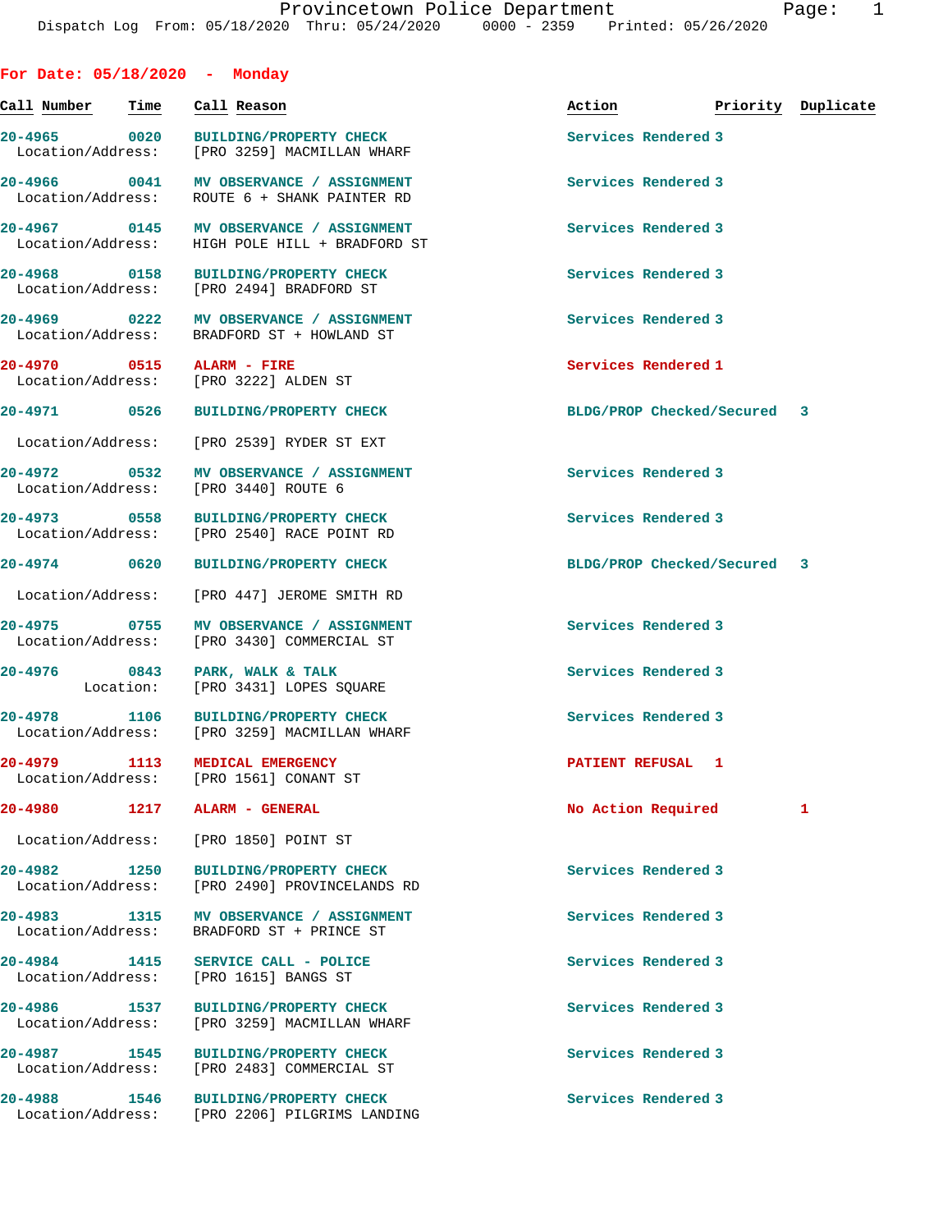Provincetown Police Department
Dispatch Log From: 05/18/2020 Thru: 05/24/2020 0000 - 2359 Printed: 05/26/2020

## For Date: 05/18/2020 - Monday

| Call Number | Time | Call Reason | Action | Priority | Duplicate |
|---|---|---|---|---|---|
| 20-4965 | 0020 | BUILDING/PROPERTY CHECK<br>Location/Address: [PRO 3259] MACMILLAN WHARF | Services Rendered | 3 | |
| 20-4966 | 0041 | MV OBSERVANCE / ASSIGNMENT<br>Location/Address: ROUTE 6 + SHANK PAINTER RD | Services Rendered | 3 | |
| 20-4967 | 0145 | MV OBSERVANCE / ASSIGNMENT<br>Location/Address: HIGH POLE HILL + BRADFORD ST | Services Rendered | 3 | |
| 20-4968 | 0158 | BUILDING/PROPERTY CHECK<br>Location/Address: [PRO 2494] BRADFORD ST | Services Rendered | 3 | |
| 20-4969 | 0222 | MV OBSERVANCE / ASSIGNMENT<br>Location/Address: BRADFORD ST + HOWLAND ST | Services Rendered | 3 | |
| 20-4970 | 0515 | ALARM - FIRE<br>Location/Address: [PRO 3222] ALDEN ST | Services Rendered | 1 | |
| 20-4971 | 0526 | BUILDING/PROPERTY CHECK<br>Location/Address: [PRO 2539] RYDER ST EXT | BLDG/PROP Checked/Secured | 3 | |
| 20-4972 | 0532 | MV OBSERVANCE / ASSIGNMENT<br>Location/Address: [PRO 3440] ROUTE 6 | Services Rendered | 3 | |
| 20-4973 | 0558 | BUILDING/PROPERTY CHECK<br>Location/Address: [PRO 2540] RACE POINT RD | Services Rendered | 3 | |
| 20-4974 | 0620 | BUILDING/PROPERTY CHECK<br>Location/Address: [PRO 447] JEROME SMITH RD | BLDG/PROP Checked/Secured | 3 | |
| 20-4975 | 0755 | MV OBSERVANCE / ASSIGNMENT<br>Location/Address: [PRO 3430] COMMERCIAL ST | Services Rendered | 3 | |
| 20-4976 | 0843 | PARK, WALK & TALK<br>Location: [PRO 3431] LOPES SQUARE | Services Rendered | 3 | |
| 20-4978 | 1106 | BUILDING/PROPERTY CHECK<br>Location/Address: [PRO 3259] MACMILLAN WHARF | Services Rendered | 3 | |
| 20-4979 | 1113 | MEDICAL EMERGENCY<br>Location/Address: [PRO 1561] CONANT ST | PATIENT REFUSAL | 1 | |
| 20-4980 | 1217 | ALARM - GENERAL<br>Location/Address: [PRO 1850] POINT ST | No Action Required | 1 | |
| 20-4982 | 1250 | BUILDING/PROPERTY CHECK<br>Location/Address: [PRO 2490] PROVINCELANDS RD | Services Rendered | 3 | |
| 20-4983 | 1315 | MV OBSERVANCE / ASSIGNMENT<br>Location/Address: BRADFORD ST + PRINCE ST | Services Rendered | 3 | |
| 20-4984 | 1415 | SERVICE CALL - POLICE<br>Location/Address: [PRO 1615] BANGS ST | Services Rendered | 3 | |
| 20-4986 | 1537 | BUILDING/PROPERTY CHECK<br>Location/Address: [PRO 3259] MACMILLAN WHARF | Services Rendered | 3 | |
| 20-4987 | 1545 | BUILDING/PROPERTY CHECK<br>Location/Address: [PRO 2483] COMMERCIAL ST | Services Rendered | 3 | |
| 20-4988 | 1546 | BUILDING/PROPERTY CHECK<br>Location/Address: [PRO 2206] PILGRIMS LANDING | Services Rendered | 3 | |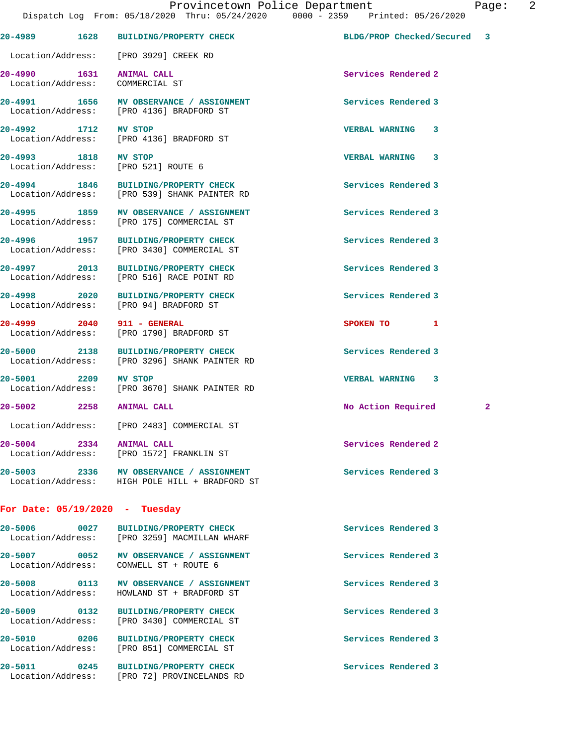| Call # | Time | Call Reason | Action | Priority |
|---|---|---|---|---|
| 20-4989 | 1628 | BUILDING/PROPERTY CHECK | BLDG/PROP Checked/Secured | 3 |

Location/Address: [PRO 3929] CREEK RD

| Call # | Time | Call Reason | Action | Priority |
|---|---|---|---|---|
| 20-4990 | 1631 | ANIMAL CALL | Services Rendered | 2 |

Location/Address: COMMERCIAL ST

| Call # | Time | Call Reason | Action | Priority |
|---|---|---|---|---|
| 20-4991 | 1656 | MV OBSERVANCE / ASSIGNMENT | Services Rendered | 3 |

Location/Address: [PRO 4136] BRADFORD ST

| Call # | Time | Call Reason | Action | Priority |
|---|---|---|---|---|
| 20-4992 | 1712 | MV STOP | VERBAL WARNING | 3 |

Location/Address: [PRO 4136] BRADFORD ST

| Call # | Time | Call Reason | Action | Priority |
|---|---|---|---|---|
| 20-4993 | 1818 | MV STOP | VERBAL WARNING | 3 |

Location/Address: [PRO 521] ROUTE 6

| Call # | Time | Call Reason | Action | Priority |
|---|---|---|---|---|
| 20-4994 | 1846 | BUILDING/PROPERTY CHECK | Services Rendered | 3 |

Location/Address: [PRO 539] SHANK PAINTER RD

| Call # | Time | Call Reason | Action | Priority |
|---|---|---|---|---|
| 20-4995 | 1859 | MV OBSERVANCE / ASSIGNMENT | Services Rendered | 3 |

Location/Address: [PRO 175] COMMERCIAL ST

| Call # | Time | Call Reason | Action | Priority |
|---|---|---|---|---|
| 20-4996 | 1957 | BUILDING/PROPERTY CHECK | Services Rendered | 3 |

Location/Address: [PRO 3430] COMMERCIAL ST

| Call # | Time | Call Reason | Action | Priority |
|---|---|---|---|---|
| 20-4997 | 2013 | BUILDING/PROPERTY CHECK | Services Rendered | 3 |

Location/Address: [PRO 516] RACE POINT RD

| Call # | Time | Call Reason | Action | Priority |
|---|---|---|---|---|
| 20-4998 | 2020 | BUILDING/PROPERTY CHECK | Services Rendered | 3 |

Location/Address: [PRO 94] BRADFORD ST

| Call # | Time | Call Reason | Action | Priority |
|---|---|---|---|---|
| 20-4999 | 2040 | 911 - GENERAL | SPOKEN TO | 1 |

Location/Address: [PRO 1790] BRADFORD ST

| Call # | Time | Call Reason | Action | Priority |
|---|---|---|---|---|
| 20-5000 | 2138 | BUILDING/PROPERTY CHECK | Services Rendered | 3 |

Location/Address: [PRO 3296] SHANK PAINTER RD

| Call # | Time | Call Reason | Action | Priority |
|---|---|---|---|---|
| 20-5001 | 2209 | MV STOP | VERBAL WARNING | 3 |

Location/Address: [PRO 3670] SHANK PAINTER RD

| Call # | Time | Call Reason | Action | Priority |
|---|---|---|---|---|
| 20-5002 | 2258 | ANIMAL CALL | No Action Required | 2 |

Location/Address: [PRO 2483] COMMERCIAL ST

| Call # | Time | Call Reason | Action | Priority |
|---|---|---|---|---|
| 20-5004 | 2334 | ANIMAL CALL | Services Rendered | 2 |

Location/Address: [PRO 1572] FRANKLIN ST

| Call # | Time | Call Reason | Action | Priority |
|---|---|---|---|---|
| 20-5003 | 2336 | MV OBSERVANCE / ASSIGNMENT | Services Rendered | 3 |

Location/Address: HIGH POLE HILL + BRADFORD ST

## For Date: 05/19/2020 - Tuesday

| Call # | Time | Call Reason | Action | Priority |
|---|---|---|---|---|
| 20-5006 | 0027 | BUILDING/PROPERTY CHECK | Services Rendered | 3 |

Location/Address: [PRO 3259] MACMILLAN WHARF

| Call # | Time | Call Reason | Action | Priority |
|---|---|---|---|---|
| 20-5007 | 0052 | MV OBSERVANCE / ASSIGNMENT | Services Rendered | 3 |

Location/Address: CONWELL ST + ROUTE 6

| Call # | Time | Call Reason | Action | Priority |
|---|---|---|---|---|
| 20-5008 | 0113 | MV OBSERVANCE / ASSIGNMENT | Services Rendered | 3 |

Location/Address: HOWLAND ST + BRADFORD ST

| Call # | Time | Call Reason | Action | Priority |
|---|---|---|---|---|
| 20-5009 | 0132 | BUILDING/PROPERTY CHECK | Services Rendered | 3 |

Location/Address: [PRO 3430] COMMERCIAL ST

| Call # | Time | Call Reason | Action | Priority |
|---|---|---|---|---|
| 20-5010 | 0206 | BUILDING/PROPERTY CHECK | Services Rendered | 3 |

Location/Address: [PRO 851] COMMERCIAL ST

| Call # | Time | Call Reason | Action | Priority |
|---|---|---|---|---|
| 20-5011 | 0245 | BUILDING/PROPERTY CHECK | Services Rendered | 3 |

Location/Address: [PRO 72] PROVINCELANDS RD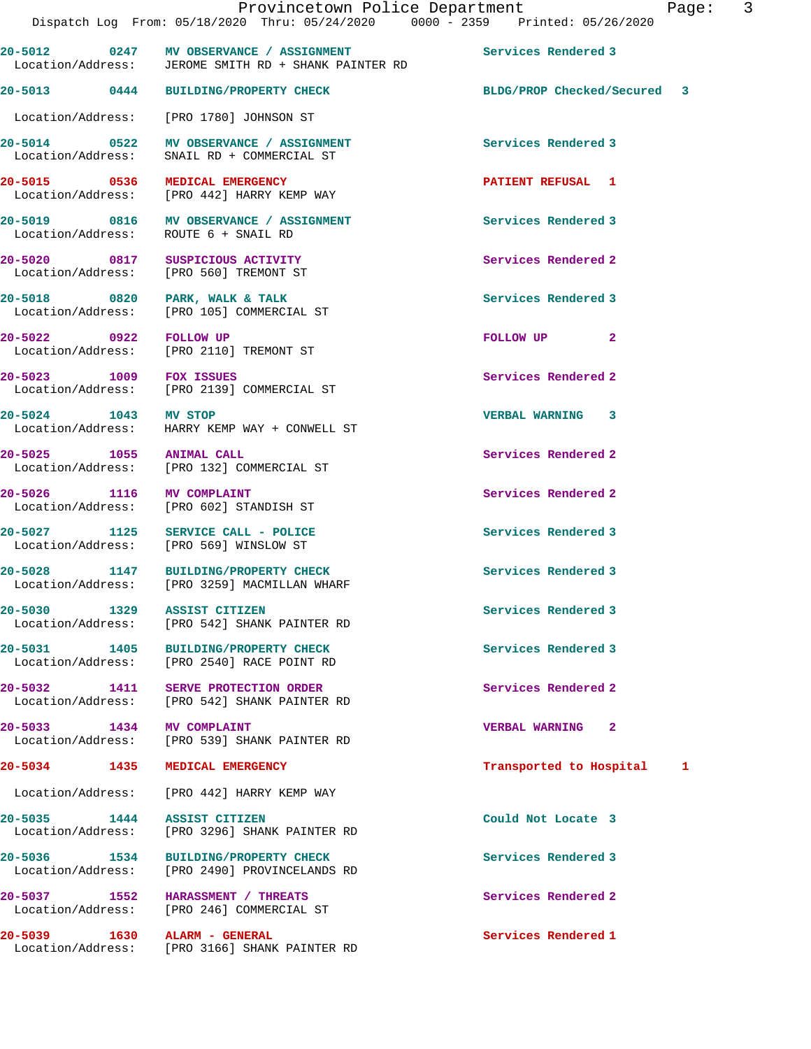| Call # | Time | Call Reason | Action | Priority |
|---|---|---|---|---|
| 20-5012 | 0247 | MV OBSERVANCE / ASSIGNMENT | Services Rendered | 3 |
| Location/Address: | | JEROME SMITH RD + SHANK PAINTER RD | | |
| 20-5013 | 0444 | BUILDING/PROPERTY CHECK | BLDG/PROP Checked/Secured | 3 |
| Location/Address: | | [PRO 1780] JOHNSON ST | | |
| 20-5014 | 0522 | MV OBSERVANCE / ASSIGNMENT | Services Rendered | 3 |
| Location/Address: | | SNAIL RD + COMMERCIAL ST | | |
| 20-5015 | 0536 | MEDICAL EMERGENCY | PATIENT REFUSAL | 1 |
| Location/Address: | | [PRO 442] HARRY KEMP WAY | | |
| 20-5019 | 0816 | MV OBSERVANCE / ASSIGNMENT | Services Rendered | 3 |
| Location/Address: | | ROUTE 6 + SNAIL RD | | |
| 20-5020 | 0817 | SUSPICIOUS ACTIVITY | Services Rendered | 2 |
| Location/Address: | | [PRO 560] TREMONT ST | | |
| 20-5018 | 0820 | PARK, WALK & TALK | Services Rendered | 3 |
| Location/Address: | | [PRO 105] COMMERCIAL ST | | |
| 20-5022 | 0922 | FOLLOW UP | FOLLOW UP | 2 |
| Location/Address: | | [PRO 2110] TREMONT ST | | |
| 20-5023 | 1009 | FOX ISSUES | Services Rendered | 2 |
| Location/Address: | | [PRO 2139] COMMERCIAL ST | | |
| 20-5024 | 1043 | MV STOP | VERBAL WARNING | 3 |
| Location/Address: | | HARRY KEMP WAY + CONWELL ST | | |
| 20-5025 | 1055 | ANIMAL CALL | Services Rendered | 2 |
| Location/Address: | | [PRO 132] COMMERCIAL ST | | |
| 20-5026 | 1116 | MV COMPLAINT | Services Rendered | 2 |
| Location/Address: | | [PRO 602] STANDISH ST | | |
| 20-5027 | 1125 | SERVICE CALL - POLICE | Services Rendered | 3 |
| Location/Address: | | [PRO 569] WINSLOW ST | | |
| 20-5028 | 1147 | BUILDING/PROPERTY CHECK | Services Rendered | 3 |
| Location/Address: | | [PRO 3259] MACMILLAN WHARF | | |
| 20-5030 | 1329 | ASSIST CITIZEN | Services Rendered | 3 |
| Location/Address: | | [PRO 542] SHANK PAINTER RD | | |
| 20-5031 | 1405 | BUILDING/PROPERTY CHECK | Services Rendered | 3 |
| Location/Address: | | [PRO 2540] RACE POINT RD | | |
| 20-5032 | 1411 | SERVE PROTECTION ORDER | Services Rendered | 2 |
| Location/Address: | | [PRO 542] SHANK PAINTER RD | | |
| 20-5033 | 1434 | MV COMPLAINT | VERBAL WARNING | 2 |
| Location/Address: | | [PRO 539] SHANK PAINTER RD | | |
| 20-5034 | 1435 | MEDICAL EMERGENCY | Transported to Hospital | 1 |
| Location/Address: | | [PRO 442] HARRY KEMP WAY | | |
| 20-5035 | 1444 | ASSIST CITIZEN | Could Not Locate | 3 |
| Location/Address: | | [PRO 3296] SHANK PAINTER RD | | |
| 20-5036 | 1534 | BUILDING/PROPERTY CHECK | Services Rendered | 3 |
| Location/Address: | | [PRO 2490] PROVINCELANDS RD | | |
| 20-5037 | 1552 | HARASSMENT / THREATS | Services Rendered | 2 |
| Location/Address: | | [PRO 246] COMMERCIAL ST | | |
| 20-5039 | 1630 | ALARM - GENERAL | Services Rendered | 1 |
| Location/Address: | | [PRO 3166] SHANK PAINTER RD | | |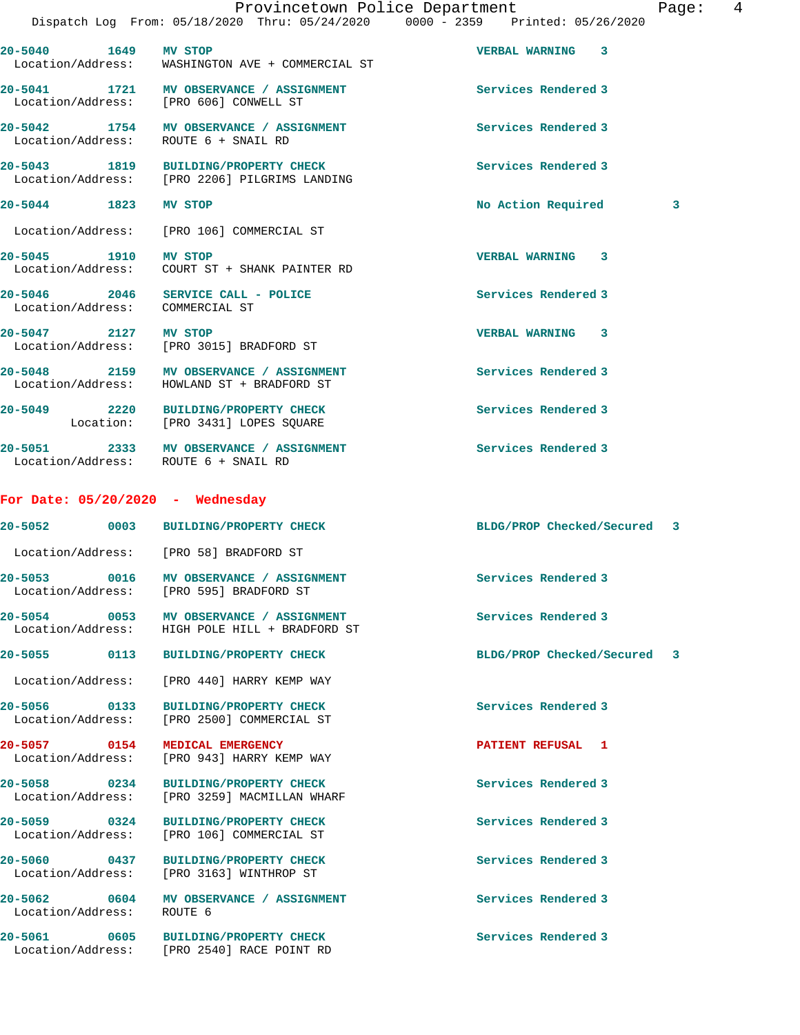20-5040 1649 MV STOP VERBAL WARNING 3
Location/Address: WASHINGTON AVE + COMMERCIAL ST

20-5041 1721 MV OBSERVANCE / ASSIGNMENT Services Rendered 3
Location/Address: [PRO 606] CONWELL ST

20-5042 1754 MV OBSERVANCE / ASSIGNMENT Services Rendered 3
Location/Address: ROUTE 6 + SNAIL RD

20-5043 1819 BUILDING/PROPERTY CHECK Services Rendered 3
Location/Address: [PRO 2206] PILGRIMS LANDING

20-5044 1823 MV STOP No Action Required 3
Location/Address: [PRO 106] COMMERCIAL ST

20-5045 1910 MV STOP VERBAL WARNING 3
Location/Address: COURT ST + SHANK PAINTER RD

20-5046 2046 SERVICE CALL - POLICE Services Rendered 3
Location/Address: COMMERCIAL ST

20-5047 2127 MV STOP VERBAL WARNING 3
Location/Address: [PRO 3015] BRADFORD ST

20-5048 2159 MV OBSERVANCE / ASSIGNMENT Services Rendered 3
Location/Address: HOWLAND ST + BRADFORD ST

20-5049 2220 BUILDING/PROPERTY CHECK Services Rendered 3
Location: [PRO 3431] LOPES SQUARE

20-5051 2333 MV OBSERVANCE / ASSIGNMENT Services Rendered 3
Location/Address: ROUTE 6 + SNAIL RD

**For Date: 05/20/2020 - Wednesday**

20-5052 0003 BUILDING/PROPERTY CHECK BLDG/PROP Checked/Secured 3
Location/Address: [PRO 58] BRADFORD ST

20-5053 0016 MV OBSERVANCE / ASSIGNMENT Services Rendered 3
Location/Address: [PRO 595] BRADFORD ST

20-5054 0053 MV OBSERVANCE / ASSIGNMENT Services Rendered 3
Location/Address: HIGH POLE HILL + BRADFORD ST

20-5055 0113 BUILDING/PROPERTY CHECK BLDG/PROP Checked/Secured 3
Location/Address: [PRO 440] HARRY KEMP WAY

20-5056 0133 BUILDING/PROPERTY CHECK Services Rendered 3
Location/Address: [PRO 2500] COMMERCIAL ST

20-5057 0154 MEDICAL EMERGENCY PATIENT REFUSAL 1
Location/Address: [PRO 943] HARRY KEMP WAY

20-5058 0234 BUILDING/PROPERTY CHECK Services Rendered 3
Location/Address: [PRO 3259] MACMILLAN WHARF

20-5059 0324 BUILDING/PROPERTY CHECK Services Rendered 3
Location/Address: [PRO 106] COMMERCIAL ST

20-5060 0437 BUILDING/PROPERTY CHECK Services Rendered 3
Location/Address: [PRO 3163] WINTHROP ST

20-5062 0604 MV OBSERVANCE / ASSIGNMENT Services Rendered 3
Location/Address: ROUTE 6

20-5061 0605 BUILDING/PROPERTY CHECK Services Rendered 3
Location/Address: [PRO 2540] RACE POINT RD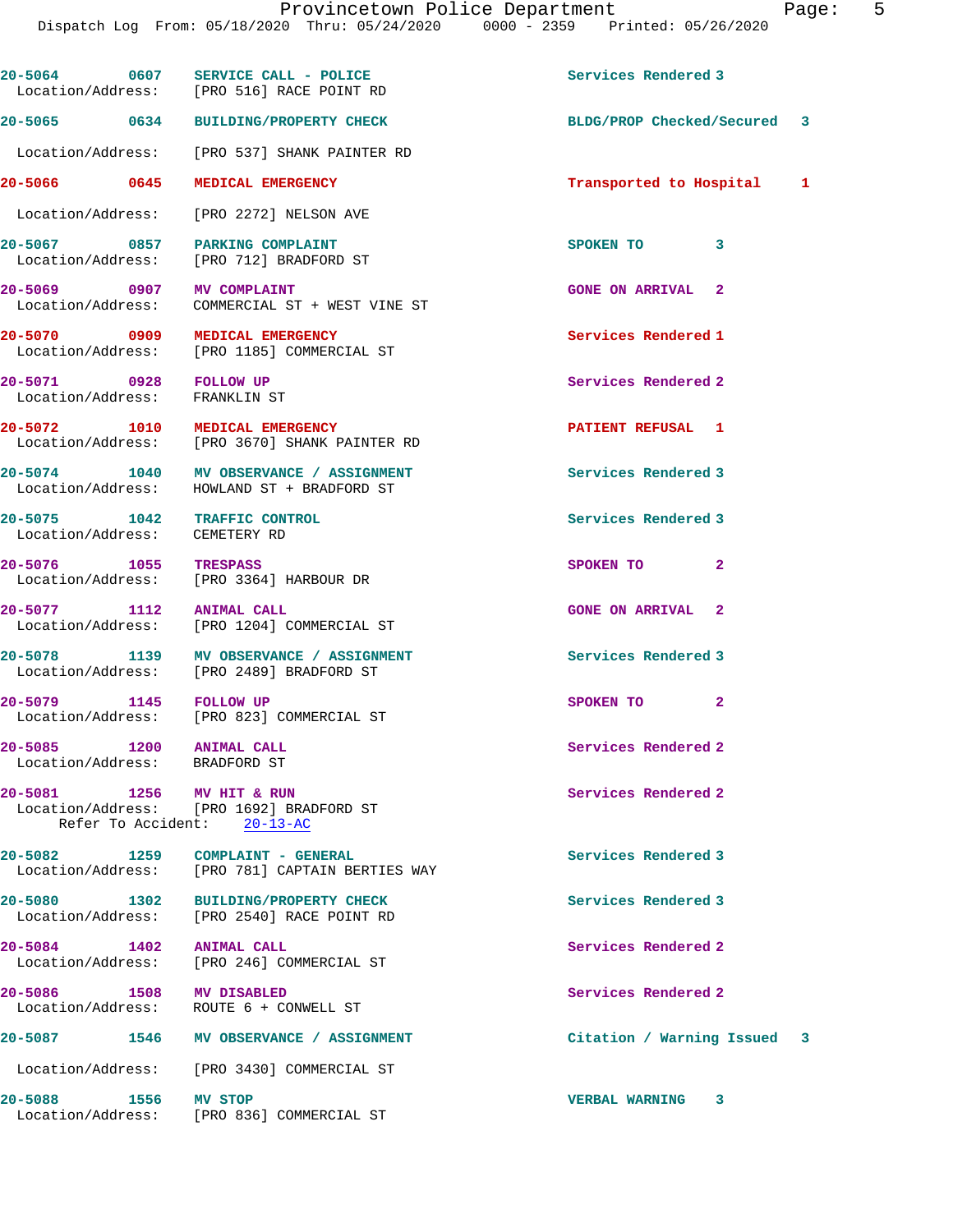20-5064 0607 SERVICE CALL - POLICE Services Rendered 3
Location/Address: [PRO 516] RACE POINT RD

20-5065 0634 BUILDING/PROPERTY CHECK BLDG/PROP Checked/Secured 3
Location/Address: [PRO 537] SHANK PAINTER RD

20-5066 0645 MEDICAL EMERGENCY Transported to Hospital 1
Location/Address: [PRO 2272] NELSON AVE

20-5067 0857 PARKING COMPLAINT SPOKEN TO 3
Location/Address: [PRO 712] BRADFORD ST

20-5069 0907 MV COMPLAINT GONE ON ARRIVAL 2
Location/Address: COMMERCIAL ST + WEST VINE ST

20-5070 0909 MEDICAL EMERGENCY Services Rendered 1
Location/Address: [PRO 1185] COMMERCIAL ST

20-5071 0928 FOLLOW UP Services Rendered 2
Location/Address: FRANKLIN ST

20-5072 1010 MEDICAL EMERGENCY PATIENT REFUSAL 1
Location/Address: [PRO 3670] SHANK PAINTER RD

20-5074 1040 MV OBSERVANCE / ASSIGNMENT Services Rendered 3
Location/Address: HOWLAND ST + BRADFORD ST

20-5075 1042 TRAFFIC CONTROL Services Rendered 3
Location/Address: CEMETERY RD

20-5076 1055 TRESPASS SPOKEN TO 2
Location/Address: [PRO 3364] HARBOUR DR

20-5077 1112 ANIMAL CALL GONE ON ARRIVAL 2
Location/Address: [PRO 1204] COMMERCIAL ST

20-5078 1139 MV OBSERVANCE / ASSIGNMENT Services Rendered 3
Location/Address: [PRO 2489] BRADFORD ST

20-5079 1145 FOLLOW UP SPOKEN TO 2
Location/Address: [PRO 823] COMMERCIAL ST

20-5085 1200 ANIMAL CALL Services Rendered 2
Location/Address: BRADFORD ST

20-5081 1256 MV HIT & RUN Services Rendered 2
Location/Address: [PRO 1692] BRADFORD ST
Refer To Accident: 20-13-AC

20-5082 1259 COMPLAINT - GENERAL Services Rendered 3
Location/Address: [PRO 781] CAPTAIN BERTIES WAY

20-5080 1302 BUILDING/PROPERTY CHECK Services Rendered 3
Location/Address: [PRO 2540] RACE POINT RD

20-5084 1402 ANIMAL CALL Services Rendered 2
Location/Address: [PRO 246] COMMERCIAL ST

20-5086 1508 MV DISABLED Services Rendered 2
Location/Address: ROUTE 6 + CONWELL ST

20-5087 1546 MV OBSERVANCE / ASSIGNMENT Citation / Warning Issued 3
Location/Address: [PRO 3430] COMMERCIAL ST

20-5088 1556 MV STOP VERBAL WARNING 3
Location/Address: [PRO 836] COMMERCIAL ST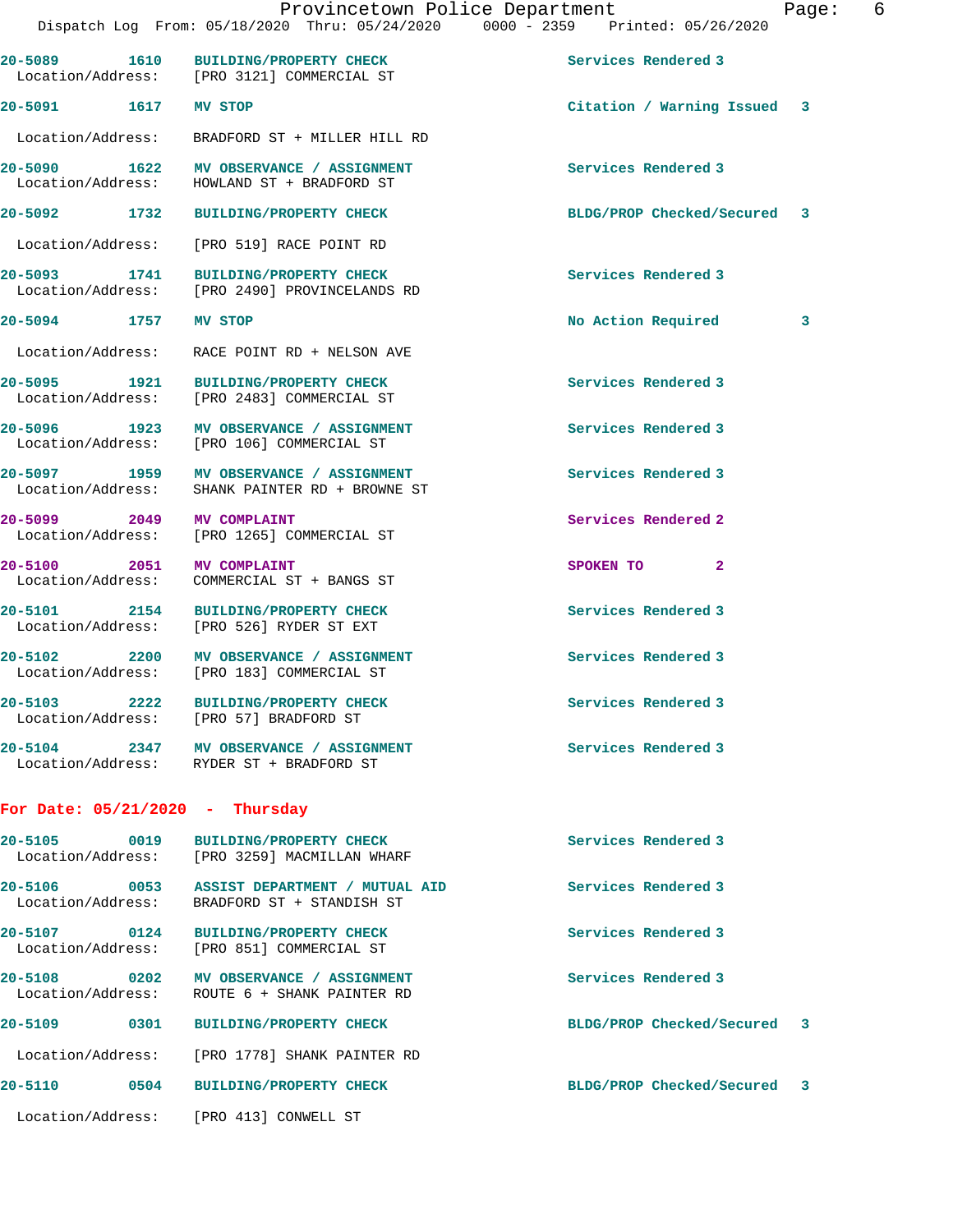20-5089 1610 **BUILDING/PROPERTY CHECK** Services Rendered 3
Location/Address: [PRO 3121] COMMERCIAL ST

20-5091 1617 **MV STOP** Citation / Warning Issued 3
Location/Address: BRADFORD ST + MILLER HILL RD

20-5090 1622 **MV OBSERVANCE / ASSIGNMENT** Services Rendered 3
Location/Address: HOWLAND ST + BRADFORD ST

20-5092 1732 **BUILDING/PROPERTY CHECK** BLDG/PROP Checked/Secured 3
Location/Address: [PRO 519] RACE POINT RD

20-5093 1741 **BUILDING/PROPERTY CHECK** Services Rendered 3
Location/Address: [PRO 2490] PROVINCELANDS RD

20-5094 1757 **MV STOP** No Action Required 3
Location/Address: RACE POINT RD + NELSON AVE

20-5095 1921 **BUILDING/PROPERTY CHECK** Services Rendered 3
Location/Address: [PRO 2483] COMMERCIAL ST

20-5096 1923 **MV OBSERVANCE / ASSIGNMENT** Services Rendered 3
Location/Address: [PRO 106] COMMERCIAL ST

20-5097 1959 **MV OBSERVANCE / ASSIGNMENT** Services Rendered 3
Location/Address: SHANK PAINTER RD + BROWNE ST

20-5099 2049 **MV COMPLAINT** Services Rendered 2
Location/Address: [PRO 1265] COMMERCIAL ST

20-5100 2051 **MV COMPLAINT** SPOKEN TO 2
Location/Address: COMMERCIAL ST + BANGS ST

20-5101 2154 **BUILDING/PROPERTY CHECK** Services Rendered 3
Location/Address: [PRO 526] RYDER ST EXT

20-5102 2200 **MV OBSERVANCE / ASSIGNMENT** Services Rendered 3
Location/Address: [PRO 183] COMMERCIAL ST

20-5103 2222 **BUILDING/PROPERTY CHECK** Services Rendered 3
Location/Address: [PRO 57] BRADFORD ST

20-5104 2347 **MV OBSERVANCE / ASSIGNMENT** Services Rendered 3
Location/Address: RYDER ST + BRADFORD ST

## For Date: 05/21/2020 - Thursday

20-5105 0019 **BUILDING/PROPERTY CHECK** Services Rendered 3
Location/Address: [PRO 3259] MACMILLAN WHARF

20-5106 0053 **ASSIST DEPARTMENT / MUTUAL AID** Services Rendered 3
Location/Address: BRADFORD ST + STANDISH ST

20-5107 0124 **BUILDING/PROPERTY CHECK** Services Rendered 3
Location/Address: [PRO 851] COMMERCIAL ST

20-5108 0202 **MV OBSERVANCE / ASSIGNMENT** Services Rendered 3
Location/Address: ROUTE 6 + SHANK PAINTER RD

20-5109 0301 **BUILDING/PROPERTY CHECK** BLDG/PROP Checked/Secured 3
Location/Address: [PRO 1778] SHANK PAINTER RD

20-5110 0504 **BUILDING/PROPERTY CHECK** BLDG/PROP Checked/Secured 3
Location/Address: [PRO 413] CONWELL ST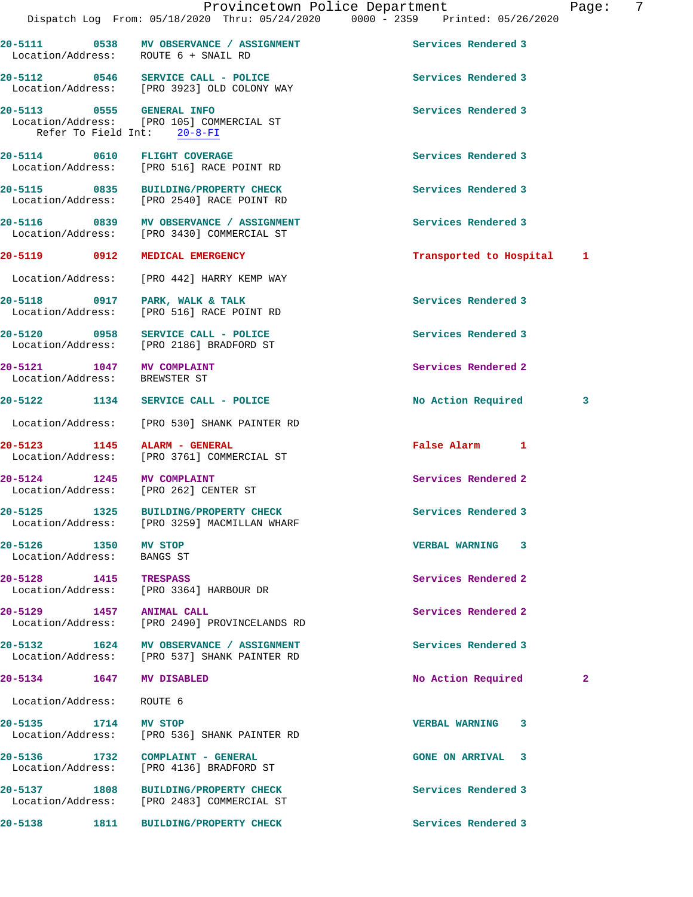20-5111 0538 MV OBSERVANCE / ASSIGNMENT Services Rendered 3
Location/Address: ROUTE 6 + SNAIL RD

20-5112 0546 SERVICE CALL - POLICE Services Rendered 3
Location/Address: [PRO 3923] OLD COLONY WAY

20-5113 0555 GENERAL INFO Services Rendered 3
Location/Address: [PRO 105] COMMERCIAL ST
Refer To Field Int: 20-8-FI

20-5114 0610 FLIGHT COVERAGE Services Rendered 3
Location/Address: [PRO 516] RACE POINT RD

20-5115 0835 BUILDING/PROPERTY CHECK Services Rendered 3
Location/Address: [PRO 2540] RACE POINT RD

20-5116 0839 MV OBSERVANCE / ASSIGNMENT Services Rendered 3
Location/Address: [PRO 3430] COMMERCIAL ST

20-5119 0912 MEDICAL EMERGENCY Transported to Hospital 1
Location/Address: [PRO 442] HARRY KEMP WAY

20-5118 0917 PARK, WALK & TALK Services Rendered 3
Location/Address: [PRO 516] RACE POINT RD

20-5120 0958 SERVICE CALL - POLICE Services Rendered 3
Location/Address: [PRO 2186] BRADFORD ST

20-5121 1047 MV COMPLAINT Services Rendered 2
Location/Address: BREWSTER ST

20-5122 1134 SERVICE CALL - POLICE No Action Required 3
Location/Address: [PRO 530] SHANK PAINTER RD

20-5123 1145 ALARM - GENERAL False Alarm 1
Location/Address: [PRO 3761] COMMERCIAL ST

20-5124 1245 MV COMPLAINT Services Rendered 2
Location/Address: [PRO 262] CENTER ST

20-5125 1325 BUILDING/PROPERTY CHECK Services Rendered 3
Location/Address: [PRO 3259] MACMILLAN WHARF

20-5126 1350 MV STOP VERBAL WARNING 3
Location/Address: BANGS ST

20-5128 1415 TRESPASS Services Rendered 2
Location/Address: [PRO 3364] HARBOUR DR

20-5129 1457 ANIMAL CALL Services Rendered 2
Location/Address: [PRO 2490] PROVINCELANDS RD

20-5132 1624 MV OBSERVANCE / ASSIGNMENT Services Rendered 3
Location/Address: [PRO 537] SHANK PAINTER RD

20-5134 1647 MV DISABLED No Action Required 2
Location/Address: ROUTE 6

20-5135 1714 MV STOP VERBAL WARNING 3
Location/Address: [PRO 536] SHANK PAINTER RD

20-5136 1732 COMPLAINT - GENERAL GONE ON ARRIVAL 3
Location/Address: [PRO 4136] BRADFORD ST

20-5137 1808 BUILDING/PROPERTY CHECK Services Rendered 3
Location/Address: [PRO 2483] COMMERCIAL ST

20-5138 1811 BUILDING/PROPERTY CHECK Services Rendered 3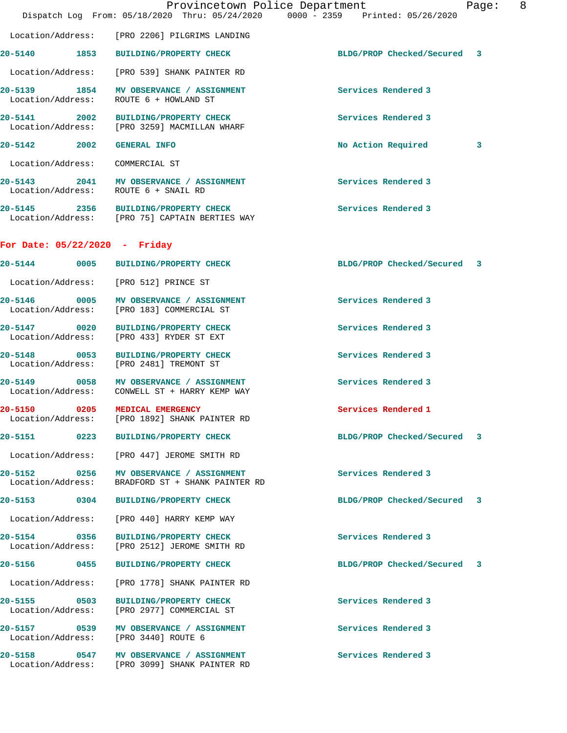Location/Address: [PRO 2206] PILGRIMS LANDING

| Call # | Time | Call Reason | Action | Priority |
|---|---|---|---|---|
| 20-5140 | 1853 | BUILDING/PROPERTY CHECK | BLDG/PROP Checked/Secured | 3 |

Location/Address: [PRO 539] SHANK PAINTER RD

| Call # | Time | Call Reason | Action | Priority |
|---|---|---|---|---|
| 20-5139 | 1854 | MV OBSERVANCE / ASSIGNMENT | Services Rendered | 3 |

Location/Address: ROUTE 6 + HOWLAND ST

| Call # | Time | Call Reason | Action | Priority |
|---|---|---|---|---|
| 20-5141 | 2002 | BUILDING/PROPERTY CHECK | Services Rendered | 3 |

Location/Address: [PRO 3259] MACMILLAN WHARF

| Call # | Time | Call Reason | Action | Priority |
|---|---|---|---|---|
| 20-5142 | 2002 | GENERAL INFO | No Action Required | 3 |

Location/Address: COMMERCIAL ST

| Call # | Time | Call Reason | Action | Priority |
|---|---|---|---|---|
| 20-5143 | 2041 | MV OBSERVANCE / ASSIGNMENT | Services Rendered | 3 |

Location/Address: ROUTE 6 + SNAIL RD

| Call # | Time | Call Reason | Action | Priority |
|---|---|---|---|---|
| 20-5145 | 2356 | BUILDING/PROPERTY CHECK | Services Rendered | 3 |

Location/Address: [PRO 75] CAPTAIN BERTIES WAY

## For Date: 05/22/2020 - Friday

| Call # | Time | Call Reason | Action | Priority |
|---|---|---|---|---|
| 20-5144 | 0005 | BUILDING/PROPERTY CHECK | BLDG/PROP Checked/Secured | 3 |

Location/Address: [PRO 512] PRINCE ST

| Call # | Time | Call Reason | Action | Priority |
|---|---|---|---|---|
| 20-5146 | 0005 | MV OBSERVANCE / ASSIGNMENT | Services Rendered | 3 |

Location/Address: [PRO 183] COMMERCIAL ST

| Call # | Time | Call Reason | Action | Priority |
|---|---|---|---|---|
| 20-5147 | 0020 | BUILDING/PROPERTY CHECK | Services Rendered | 3 |

Location/Address: [PRO 433] RYDER ST EXT

| Call # | Time | Call Reason | Action | Priority |
|---|---|---|---|---|
| 20-5148 | 0053 | BUILDING/PROPERTY CHECK | Services Rendered | 3 |

Location/Address: [PRO 2481] TREMONT ST

| Call # | Time | Call Reason | Action | Priority |
|---|---|---|---|---|
| 20-5149 | 0058 | MV OBSERVANCE / ASSIGNMENT | Services Rendered | 3 |

Location/Address: CONWELL ST + HARRY KEMP WAY

| Call # | Time | Call Reason | Action | Priority |
|---|---|---|---|---|
| 20-5150 | 0205 | MEDICAL EMERGENCY | Services Rendered | 1 |

Location/Address: [PRO 1892] SHANK PAINTER RD

| Call # | Time | Call Reason | Action | Priority |
|---|---|---|---|---|
| 20-5151 | 0223 | BUILDING/PROPERTY CHECK | BLDG/PROP Checked/Secured | 3 |

Location/Address: [PRO 447] JEROME SMITH RD

| Call # | Time | Call Reason | Action | Priority |
|---|---|---|---|---|
| 20-5152 | 0256 | MV OBSERVANCE / ASSIGNMENT | Services Rendered | 3 |

Location/Address: BRADFORD ST + SHANK PAINTER RD

| Call # | Time | Call Reason | Action | Priority |
|---|---|---|---|---|
| 20-5153 | 0304 | BUILDING/PROPERTY CHECK | BLDG/PROP Checked/Secured | 3 |

Location/Address: [PRO 440] HARRY KEMP WAY

| Call # | Time | Call Reason | Action | Priority |
|---|---|---|---|---|
| 20-5154 | 0356 | BUILDING/PROPERTY CHECK | Services Rendered | 3 |

Location/Address: [PRO 2512] JEROME SMITH RD

| Call # | Time | Call Reason | Action | Priority |
|---|---|---|---|---|
| 20-5156 | 0455 | BUILDING/PROPERTY CHECK | BLDG/PROP Checked/Secured | 3 |

Location/Address: [PRO 1778] SHANK PAINTER RD

| Call # | Time | Call Reason | Action | Priority |
|---|---|---|---|---|
| 20-5155 | 0503 | BUILDING/PROPERTY CHECK | Services Rendered | 3 |

Location/Address: [PRO 2977] COMMERCIAL ST

| Call # | Time | Call Reason | Action | Priority |
|---|---|---|---|---|
| 20-5157 | 0539 | MV OBSERVANCE / ASSIGNMENT | Services Rendered | 3 |

Location/Address: [PRO 3440] ROUTE 6

| Call # | Time | Call Reason | Action | Priority |
|---|---|---|---|---|
| 20-5158 | 0547 | MV OBSERVANCE / ASSIGNMENT | Services Rendered | 3 |

Location/Address: [PRO 3099] SHANK PAINTER RD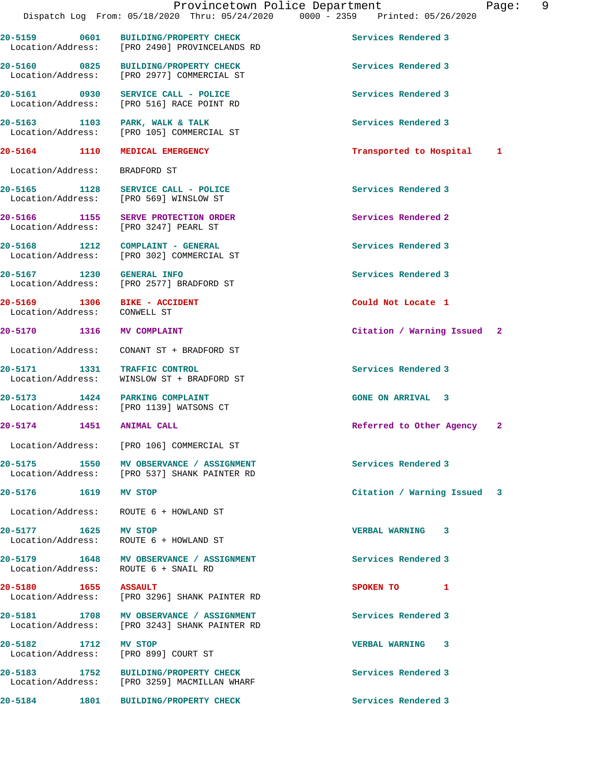20-5159 0601 BUILDING/PROPERTY CHECK Services Rendered 3
Location/Address: [PRO 2490] PROVINCELANDS RD

20-5160 0825 BUILDING/PROPERTY CHECK Services Rendered 3
Location/Address: [PRO 2977] COMMERCIAL ST

20-5161 0930 SERVICE CALL - POLICE Services Rendered 3
Location/Address: [PRO 516] RACE POINT RD

20-5163 1103 PARK, WALK & TALK Services Rendered 3
Location/Address: [PRO 105] COMMERCIAL ST

20-5164 1110 MEDICAL EMERGENCY Transported to Hospital 1
Location/Address: BRADFORD ST

20-5165 1128 SERVICE CALL - POLICE Services Rendered 3
Location/Address: [PRO 569] WINSLOW ST

20-5166 1155 SERVE PROTECTION ORDER Services Rendered 2
Location/Address: [PRO 3247] PEARL ST

20-5168 1212 COMPLAINT - GENERAL Services Rendered 3
Location/Address: [PRO 302] COMMERCIAL ST

20-5167 1230 GENERAL INFO Services Rendered 3
Location/Address: [PRO 2577] BRADFORD ST

20-5169 1306 BIKE - ACCIDENT Could Not Locate 1
Location/Address: CONWELL ST

20-5170 1316 MV COMPLAINT Citation / Warning Issued 2
Location/Address: CONANT ST + BRADFORD ST

20-5171 1331 TRAFFIC CONTROL Services Rendered 3
Location/Address: WINSLOW ST + BRADFORD ST

20-5173 1424 PARKING COMPLAINT GONE ON ARRIVAL 3
Location/Address: [PRO 1139] WATSONS CT

20-5174 1451 ANIMAL CALL Referred to Other Agency 2
Location/Address: [PRO 106] COMMERCIAL ST

20-5175 1550 MV OBSERVANCE / ASSIGNMENT Services Rendered 3
Location/Address: [PRO 537] SHANK PAINTER RD

20-5176 1619 MV STOP Citation / Warning Issued 3
Location/Address: ROUTE 6 + HOWLAND ST

20-5177 1625 MV STOP VERBAL WARNING 3
Location/Address: ROUTE 6 + HOWLAND ST

20-5179 1648 MV OBSERVANCE / ASSIGNMENT Services Rendered 3
Location/Address: ROUTE 6 + SNAIL RD

20-5180 1655 ASSAULT SPOKEN TO 1
Location/Address: [PRO 3296] SHANK PAINTER RD

20-5181 1708 MV OBSERVANCE / ASSIGNMENT Services Rendered 3
Location/Address: [PRO 3243] SHANK PAINTER RD

20-5182 1712 MV STOP VERBAL WARNING 3
Location/Address: [PRO 899] COURT ST

20-5183 1752 BUILDING/PROPERTY CHECK Services Rendered 3
Location/Address: [PRO 3259] MACMILLAN WHARF

20-5184 1801 BUILDING/PROPERTY CHECK Services Rendered 3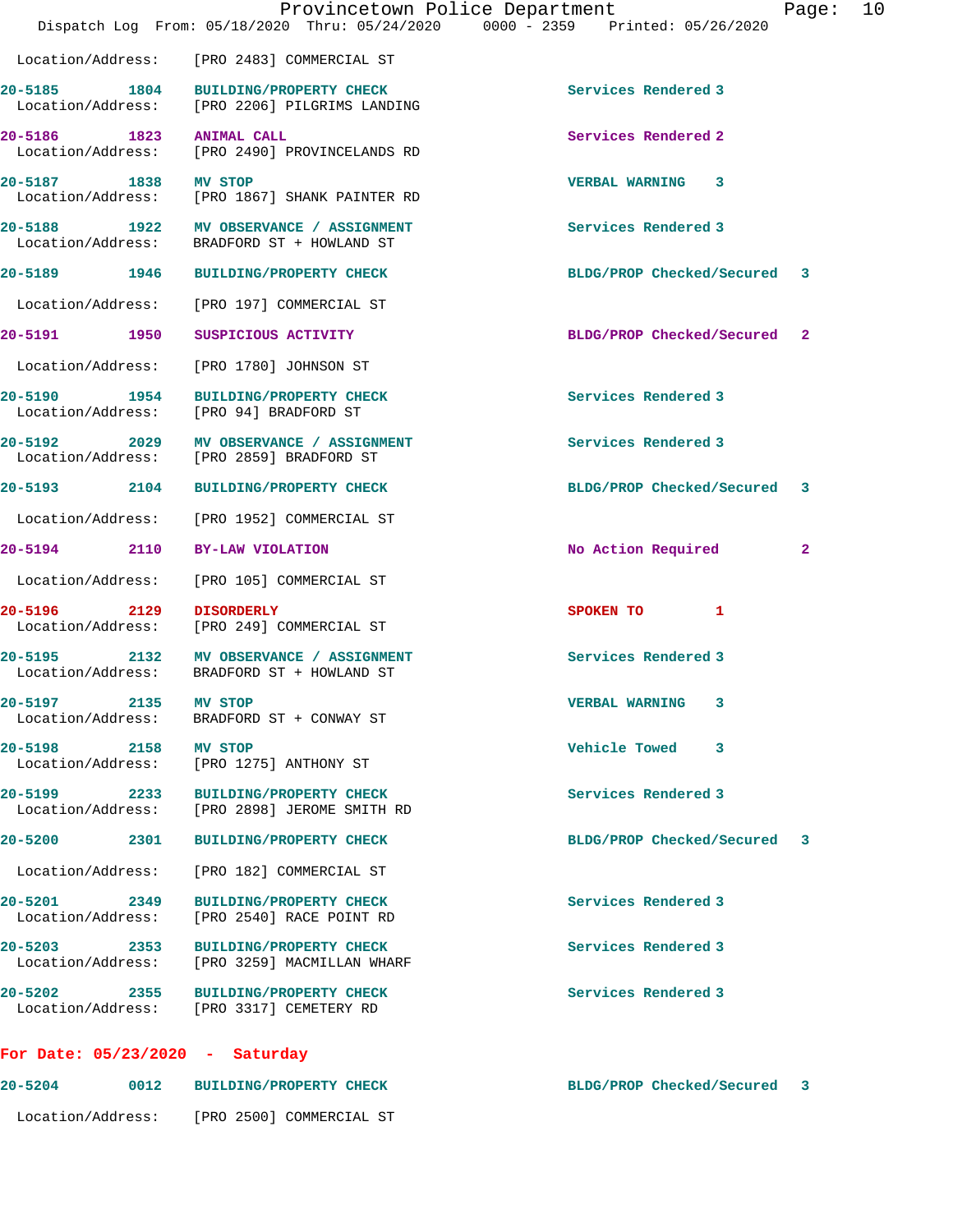Location/Address: [PRO 2483] COMMERCIAL ST

| Call # | Time | Call Reason | Action | Priority |
|---|---|---|---|---|
| 20-5185 | 1804 | BUILDING/PROPERTY CHECK | Services Rendered | 3 |
| | | Location/Address: [PRO 2206] PILGRIMS LANDING | | |
| 20-5186 | 1823 | ANIMAL CALL | Services Rendered | 2 |
| | | Location/Address: [PRO 2490] PROVINCELANDS RD | | |
| 20-5187 | 1838 | MV STOP | VERBAL WARNING | 3 |
| | | Location/Address: [PRO 1867] SHANK PAINTER RD | | |
| 20-5188 | 1922 | MV OBSERVANCE / ASSIGNMENT | Services Rendered | 3 |
| | | Location/Address: BRADFORD ST + HOWLAND ST | | |
| 20-5189 | 1946 | BUILDING/PROPERTY CHECK | BLDG/PROP Checked/Secured | 3 |
| | | Location/Address: [PRO 197] COMMERCIAL ST | | |
| 20-5191 | 1950 | SUSPICIOUS ACTIVITY | BLDG/PROP Checked/Secured | 2 |
| | | Location/Address: [PRO 1780] JOHNSON ST | | |
| 20-5190 | 1954 | BUILDING/PROPERTY CHECK | Services Rendered | 3 |
| | | Location/Address: [PRO 94] BRADFORD ST | | |
| 20-5192 | 2029 | MV OBSERVANCE / ASSIGNMENT | Services Rendered | 3 |
| | | Location/Address: [PRO 2859] BRADFORD ST | | |
| 20-5193 | 2104 | BUILDING/PROPERTY CHECK | BLDG/PROP Checked/Secured | 3 |
| | | Location/Address: [PRO 1952] COMMERCIAL ST | | |
| 20-5194 | 2110 | BY-LAW VIOLATION | No Action Required | 2 |
| | | Location/Address: [PRO 105] COMMERCIAL ST | | |
| 20-5196 | 2129 | DISORDERLY | SPOKEN TO | 1 |
| | | Location/Address: [PRO 249] COMMERCIAL ST | | |
| 20-5195 | 2132 | MV OBSERVANCE / ASSIGNMENT | Services Rendered | 3 |
| | | Location/Address: BRADFORD ST + HOWLAND ST | | |
| 20-5197 | 2135 | MV STOP | VERBAL WARNING | 3 |
| | | Location/Address: BRADFORD ST + CONWAY ST | | |
| 20-5198 | 2158 | MV STOP | Vehicle Towed | 3 |
| | | Location/Address: [PRO 1275] ANTHONY ST | | |
| 20-5199 | 2233 | BUILDING/PROPERTY CHECK | Services Rendered | 3 |
| | | Location/Address: [PRO 2898] JEROME SMITH RD | | |
| 20-5200 | 2301 | BUILDING/PROPERTY CHECK | BLDG/PROP Checked/Secured | 3 |
| | | Location/Address: [PRO 182] COMMERCIAL ST | | |
| 20-5201 | 2349 | BUILDING/PROPERTY CHECK | Services Rendered | 3 |
| | | Location/Address: [PRO 2540] RACE POINT RD | | |
| 20-5203 | 2353 | BUILDING/PROPERTY CHECK | Services Rendered | 3 |
| | | Location/Address: [PRO 3259] MACMILLAN WHARF | | |
| 20-5202 | 2355 | BUILDING/PROPERTY CHECK | Services Rendered | 3 |
| | | Location/Address: [PRO 3317] CEMETERY RD | | |

**For Date: 05/23/2020 - Saturday**

| Call # | Time | Call Reason | Action | Priority |
|---|---|---|---|---|
| 20-5204 | 0012 | BUILDING/PROPERTY CHECK | BLDG/PROP Checked/Secured | 3 |
| | | Location/Address: [PRO 2500] COMMERCIAL ST | | |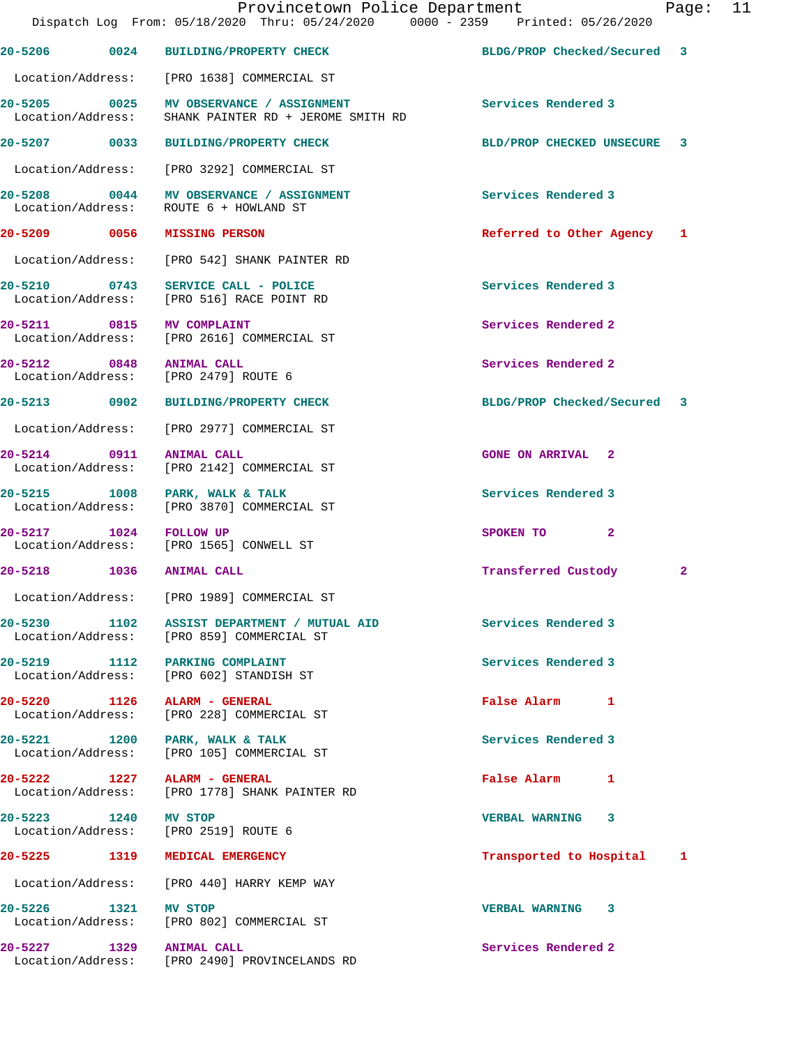Provincetown Police Department
Dispatch Log From: 05/18/2020 Thru: 05/24/2020 0000 - 2359 Printed: 05/26/2020

| Call # | Time | Call Reason | Action | Priority |
|---|---|---|---|---|
| 20-5206 | 0024 | BUILDING/PROPERTY CHECK | BLDG/PROP Checked/Secured | 3 |
| | | Location/Address: [PRO 1638] COMMERCIAL ST | | |
| 20-5205 | 0025 | MV OBSERVANCE / ASSIGNMENT | Services Rendered | 3 |
| | | Location/Address: SHANK PAINTER RD + JEROME SMITH RD | | |
| 20-5207 | 0033 | BUILDING/PROPERTY CHECK | BLD/PROP CHECKED UNSECURE | 3 |
| | | Location/Address: [PRO 3292] COMMERCIAL ST | | |
| 20-5208 | 0044 | MV OBSERVANCE / ASSIGNMENT | Services Rendered | 3 |
| | | Location/Address: ROUTE 6 + HOWLAND ST | | |
| 20-5209 | 0056 | MISSING PERSON | Referred to Other Agency | 1 |
| | | Location/Address: [PRO 542] SHANK PAINTER RD | | |
| 20-5210 | 0743 | SERVICE CALL - POLICE | Services Rendered | 3 |
| | | Location/Address: [PRO 516] RACE POINT RD | | |
| 20-5211 | 0815 | MV COMPLAINT | Services Rendered | 2 |
| | | Location/Address: [PRO 2616] COMMERCIAL ST | | |
| 20-5212 | 0848 | ANIMAL CALL | Services Rendered | 2 |
| | | Location/Address: [PRO 2479] ROUTE 6 | | |
| 20-5213 | 0902 | BUILDING/PROPERTY CHECK | BLDG/PROP Checked/Secured | 3 |
| | | Location/Address: [PRO 2977] COMMERCIAL ST | | |
| 20-5214 | 0911 | ANIMAL CALL | GONE ON ARRIVAL | 2 |
| | | Location/Address: [PRO 2142] COMMERCIAL ST | | |
| 20-5215 | 1008 | PARK, WALK & TALK | Services Rendered | 3 |
| | | Location/Address: [PRO 3870] COMMERCIAL ST | | |
| 20-5217 | 1024 | FOLLOW UP | SPOKEN TO | 2 |
| | | Location/Address: [PRO 1565] CONWELL ST | | |
| 20-5218 | 1036 | ANIMAL CALL | Transferred Custody | 2 |
| | | Location/Address: [PRO 1989] COMMERCIAL ST | | |
| 20-5230 | 1102 | ASSIST DEPARTMENT / MUTUAL AID | Services Rendered | 3 |
| | | Location/Address: [PRO 859] COMMERCIAL ST | | |
| 20-5219 | 1112 | PARKING COMPLAINT | Services Rendered | 3 |
| | | Location/Address: [PRO 602] STANDISH ST | | |
| 20-5220 | 1126 | ALARM - GENERAL | False Alarm | 1 |
| | | Location/Address: [PRO 228] COMMERCIAL ST | | |
| 20-5221 | 1200 | PARK, WALK & TALK | Services Rendered | 3 |
| | | Location/Address: [PRO 105] COMMERCIAL ST | | |
| 20-5222 | 1227 | ALARM - GENERAL | False Alarm | 1 |
| | | Location/Address: [PRO 1778] SHANK PAINTER RD | | |
| 20-5223 | 1240 | MV STOP | VERBAL WARNING | 3 |
| | | Location/Address: [PRO 2519] ROUTE 6 | | |
| 20-5225 | 1319 | MEDICAL EMERGENCY | Transported to Hospital | 1 |
| | | Location/Address: [PRO 440] HARRY KEMP WAY | | |
| 20-5226 | 1321 | MV STOP | VERBAL WARNING | 3 |
| | | Location/Address: [PRO 802] COMMERCIAL ST | | |
| 20-5227 | 1329 | ANIMAL CALL | Services Rendered | 2 |
| | | Location/Address: [PRO 2490] PROVINCELANDS RD | | |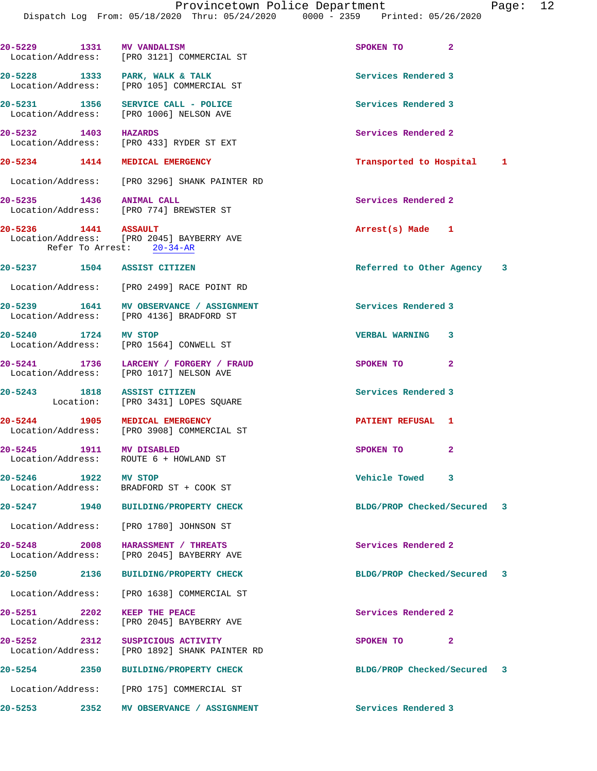20-5229 1331 MV VANDALISM SPOKEN TO 2
Location/Address: [PRO 3121] COMMERCIAL ST

20-5228 1333 PARK, WALK & TALK Services Rendered 3
Location/Address: [PRO 105] COMMERCIAL ST

20-5231 1356 SERVICE CALL - POLICE Services Rendered 3
Location/Address: [PRO 1006] NELSON AVE

20-5232 1403 HAZARDS Services Rendered 2
Location/Address: [PRO 433] RYDER ST EXT

20-5234 1414 MEDICAL EMERGENCY Transported to Hospital 1
Location/Address: [PRO 3296] SHANK PAINTER RD

20-5235 1436 ANIMAL CALL Services Rendered 2
Location/Address: [PRO 774] BREWSTER ST

20-5236 1441 ASSAULT Arrest(s) Made 1
Location/Address: [PRO 2045] BAYBERRY AVE
Refer To Arrest: 20-34-AR

20-5237 1504 ASSIST CITIZEN Referred to Other Agency 3
Location/Address: [PRO 2499] RACE POINT RD

20-5239 1641 MV OBSERVANCE / ASSIGNMENT Services Rendered 3
Location/Address: [PRO 4136] BRADFORD ST

20-5240 1724 MV STOP VERBAL WARNING 3
Location/Address: [PRO 1564] CONWELL ST

20-5241 1736 LARCENY / FORGERY / FRAUD SPOKEN TO 2
Location/Address: [PRO 1017] NELSON AVE

20-5243 1818 ASSIST CITIZEN Services Rendered 3
Location: [PRO 3431] LOPES SQUARE

20-5244 1905 MEDICAL EMERGENCY PATIENT REFUSAL 1
Location/Address: [PRO 3908] COMMERCIAL ST

20-5245 1911 MV DISABLED SPOKEN TO 2
Location/Address: ROUTE 6 + HOWLAND ST

20-5246 1922 MV STOP Vehicle Towed 3
Location/Address: BRADFORD ST + COOK ST

20-5247 1940 BUILDING/PROPERTY CHECK BLDG/PROP Checked/Secured 3
Location/Address: [PRO 1780] JOHNSON ST

20-5248 2008 HARASSMENT / THREATS Services Rendered 2
Location/Address: [PRO 2045] BAYBERRY AVE

20-5250 2136 BUILDING/PROPERTY CHECK BLDG/PROP Checked/Secured 3
Location/Address: [PRO 1638] COMMERCIAL ST

20-5251 2202 KEEP THE PEACE Services Rendered 2
Location/Address: [PRO 2045] BAYBERRY AVE

20-5252 2312 SUSPICIOUS ACTIVITY SPOKEN TO 2
Location/Address: [PRO 1892] SHANK PAINTER RD

20-5254 2350 BUILDING/PROPERTY CHECK BLDG/PROP Checked/Secured 3
Location/Address: [PRO 175] COMMERCIAL ST

20-5253 2352 MV OBSERVANCE / ASSIGNMENT Services Rendered 3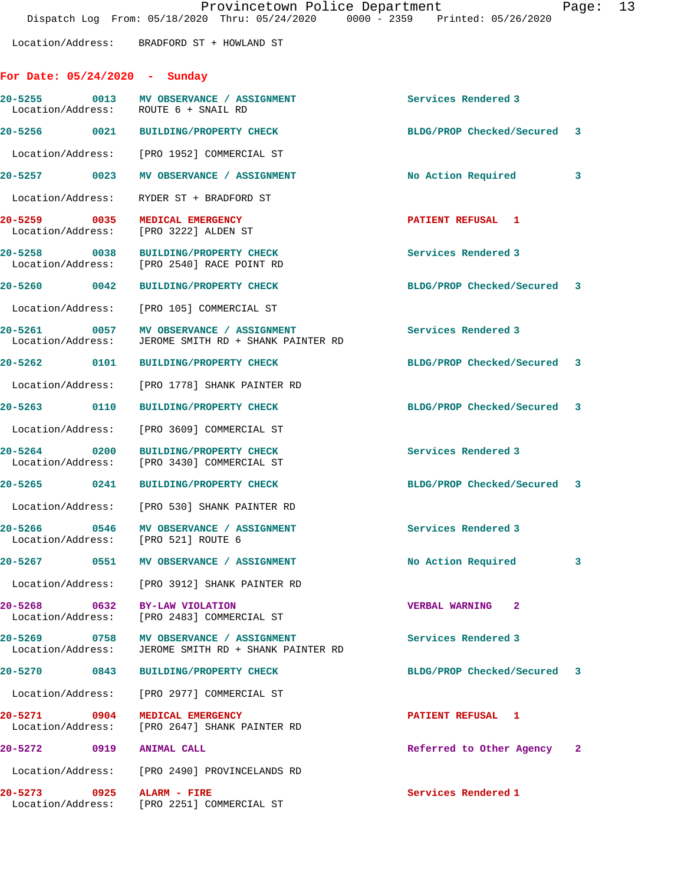Location/Address: BRADFORD ST + HOWLAND ST

## For Date: 05/24/2020 - Sunday

**20-5255** 0013 **MV OBSERVANCE / ASSIGNMENT** Services Rendered 3
Location/Address: ROUTE 6 + SNAIL RD

**20-5256** 0021 **BUILDING/PROPERTY CHECK** BLDG/PROP Checked/Secured 3
Location/Address: [PRO 1952] COMMERCIAL ST

**20-5257** 0023 **MV OBSERVANCE / ASSIGNMENT** No Action Required 3
Location/Address: RYDER ST + BRADFORD ST

**20-5259** 0035 **MEDICAL EMERGENCY** PATIENT REFUSAL 1
Location/Address: [PRO 3222] ALDEN ST

**20-5258** 0038 **BUILDING/PROPERTY CHECK** Services Rendered 3
Location/Address: [PRO 2540] RACE POINT RD

**20-5260** 0042 **BUILDING/PROPERTY CHECK** BLDG/PROP Checked/Secured 3
Location/Address: [PRO 105] COMMERCIAL ST

**20-5261** 0057 **MV OBSERVANCE / ASSIGNMENT** Services Rendered 3
Location/Address: JEROME SMITH RD + SHANK PAINTER RD

**20-5262** 0101 **BUILDING/PROPERTY CHECK** BLDG/PROP Checked/Secured 3
Location/Address: [PRO 1778] SHANK PAINTER RD

**20-5263** 0110 **BUILDING/PROPERTY CHECK** BLDG/PROP Checked/Secured 3
Location/Address: [PRO 3609] COMMERCIAL ST

**20-5264** 0200 **BUILDING/PROPERTY CHECK** Services Rendered 3
Location/Address: [PRO 3430] COMMERCIAL ST

**20-5265** 0241 **BUILDING/PROPERTY CHECK** BLDG/PROP Checked/Secured 3
Location/Address: [PRO 530] SHANK PAINTER RD

**20-5266** 0546 **MV OBSERVANCE / ASSIGNMENT** Services Rendered 3
Location/Address: [PRO 521] ROUTE 6

**20-5267** 0551 **MV OBSERVANCE / ASSIGNMENT** No Action Required 3
Location/Address: [PRO 3912] SHANK PAINTER RD

**20-5268** 0632 **BY-LAW VIOLATION** VERBAL WARNING 2
Location/Address: [PRO 2483] COMMERCIAL ST

**20-5269** 0758 **MV OBSERVANCE / ASSIGNMENT** Services Rendered 3
Location/Address: JEROME SMITH RD + SHANK PAINTER RD

**20-5270** 0843 **BUILDING/PROPERTY CHECK** BLDG/PROP Checked/Secured 3
Location/Address: [PRO 2977] COMMERCIAL ST

**20-5271** 0904 **MEDICAL EMERGENCY** PATIENT REFUSAL 1
Location/Address: [PRO 2647] SHANK PAINTER RD

**20-5272** 0919 **ANIMAL CALL** Referred to Other Agency 2
Location/Address: [PRO 2490] PROVINCELANDS RD

**20-5273** 0925 **ALARM - FIRE** Services Rendered 1
Location/Address: [PRO 2251] COMMERCIAL ST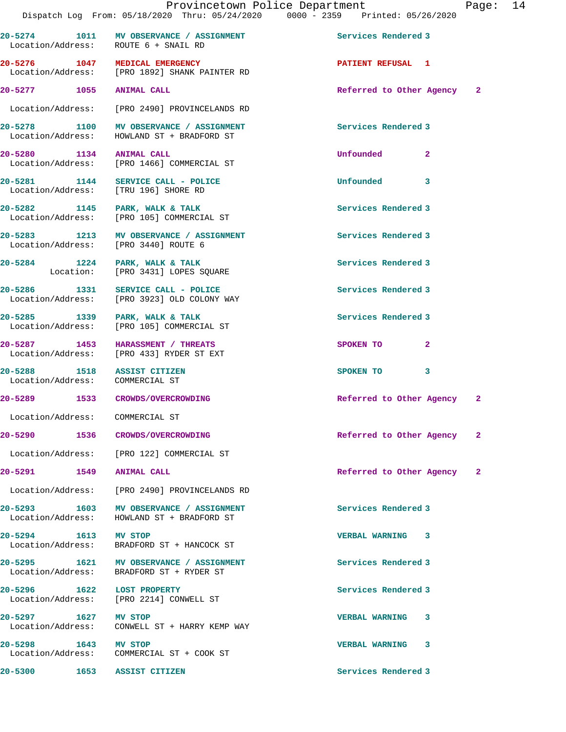20-5274 1011 MV OBSERVANCE / ASSIGNMENT Services Rendered 3
Location/Address: ROUTE 6 + SNAIL RD

20-5276 1047 MEDICAL EMERGENCY PATIENT REFUSAL 1
Location/Address: [PRO 1892] SHANK PAINTER RD

20-5277 1055 ANIMAL CALL Referred to Other Agency 2
Location/Address: [PRO 2490] PROVINCELANDS RD

20-5278 1100 MV OBSERVANCE / ASSIGNMENT Services Rendered 3
Location/Address: HOWLAND ST + BRADFORD ST

20-5280 1134 ANIMAL CALL Unfounded 2
Location/Address: [PRO 1466] COMMERCIAL ST

20-5281 1144 SERVICE CALL - POLICE Unfounded 3
Location/Address: [TRU 196] SHORE RD

20-5282 1145 PARK, WALK & TALK Services Rendered 3
Location/Address: [PRO 105] COMMERCIAL ST

20-5283 1213 MV OBSERVANCE / ASSIGNMENT Services Rendered 3
Location/Address: [PRO 3440] ROUTE 6

20-5284 1224 PARK, WALK & TALK Services Rendered 3
Location: [PRO 3431] LOPES SQUARE

20-5286 1331 SERVICE CALL - POLICE Services Rendered 3
Location/Address: [PRO 3923] OLD COLONY WAY

20-5285 1339 PARK, WALK & TALK Services Rendered 3
Location/Address: [PRO 105] COMMERCIAL ST

20-5287 1453 HARASSMENT / THREATS SPOKEN TO 2
Location/Address: [PRO 433] RYDER ST EXT

20-5288 1518 ASSIST CITIZEN SPOKEN TO 3
Location/Address: COMMERCIAL ST

20-5289 1533 CROWDS/OVERCROWDING Referred to Other Agency 2
Location/Address: COMMERCIAL ST

20-5290 1536 CROWDS/OVERCROWDING Referred to Other Agency 2
Location/Address: [PRO 122] COMMERCIAL ST

20-5291 1549 ANIMAL CALL Referred to Other Agency 2
Location/Address: [PRO 2490] PROVINCELANDS RD

20-5293 1603 MV OBSERVANCE / ASSIGNMENT Services Rendered 3
Location/Address: HOWLAND ST + BRADFORD ST

20-5294 1613 MV STOP VERBAL WARNING 3
Location/Address: BRADFORD ST + HANCOCK ST

20-5295 1621 MV OBSERVANCE / ASSIGNMENT Services Rendered 3
Location/Address: BRADFORD ST + RYDER ST

20-5296 1622 LOST PROPERTY Services Rendered 3
Location/Address: [PRO 2214] CONWELL ST

20-5297 1627 MV STOP VERBAL WARNING 3
Location/Address: CONWELL ST + HARRY KEMP WAY

20-5298 1643 MV STOP VERBAL WARNING 3
Location/Address: COMMERCIAL ST + COOK ST

20-5300 1653 ASSIST CITIZEN Services Rendered 3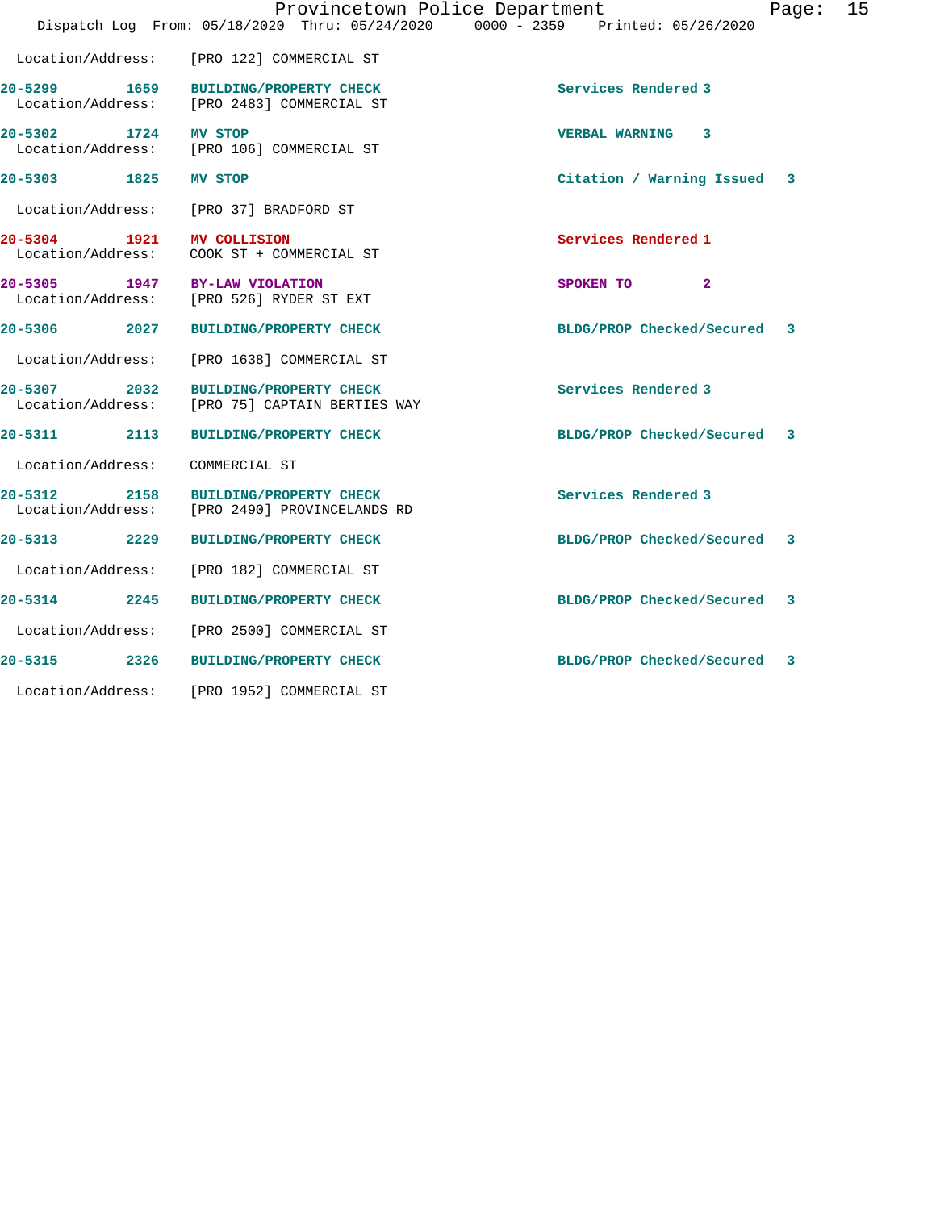Location/Address: [PRO 122] COMMERCIAL ST

**20-5299 1659 BUILDING/PROPERTY CHECK** Services Rendered 3
Location/Address: [PRO 2483] COMMERCIAL ST

**20-5302 1724 MV STOP** VERBAL WARNING 3
Location/Address: [PRO 106] COMMERCIAL ST

**20-5303 1825 MV STOP** Citation / Warning Issued 3
Location/Address: [PRO 37] BRADFORD ST

**20-5304 1921 MV COLLISION** Services Rendered 1
Location/Address: COOK ST + COMMERCIAL ST

**20-5305 1947 BY-LAW VIOLATION** SPOKEN TO 2
Location/Address: [PRO 526] RYDER ST EXT

**20-5306 2027 BUILDING/PROPERTY CHECK** BLDG/PROP Checked/Secured 3
Location/Address: [PRO 1638] COMMERCIAL ST

**20-5307 2032 BUILDING/PROPERTY CHECK** Services Rendered 3
Location/Address: [PRO 75] CAPTAIN BERTIES WAY

**20-5311 2113 BUILDING/PROPERTY CHECK** BLDG/PROP Checked/Secured 3
Location/Address: COMMERCIAL ST

**20-5312 2158 BUILDING/PROPERTY CHECK** Services Rendered 3
Location/Address: [PRO 2490] PROVINCELANDS RD

**20-5313 2229 BUILDING/PROPERTY CHECK** BLDG/PROP Checked/Secured 3
Location/Address: [PRO 182] COMMERCIAL ST

**20-5314 2245 BUILDING/PROPERTY CHECK** BLDG/PROP Checked/Secured 3
Location/Address: [PRO 2500] COMMERCIAL ST

**20-5315 2326 BUILDING/PROPERTY CHECK** BLDG/PROP Checked/Secured 3
Location/Address: [PRO 1952] COMMERCIAL ST